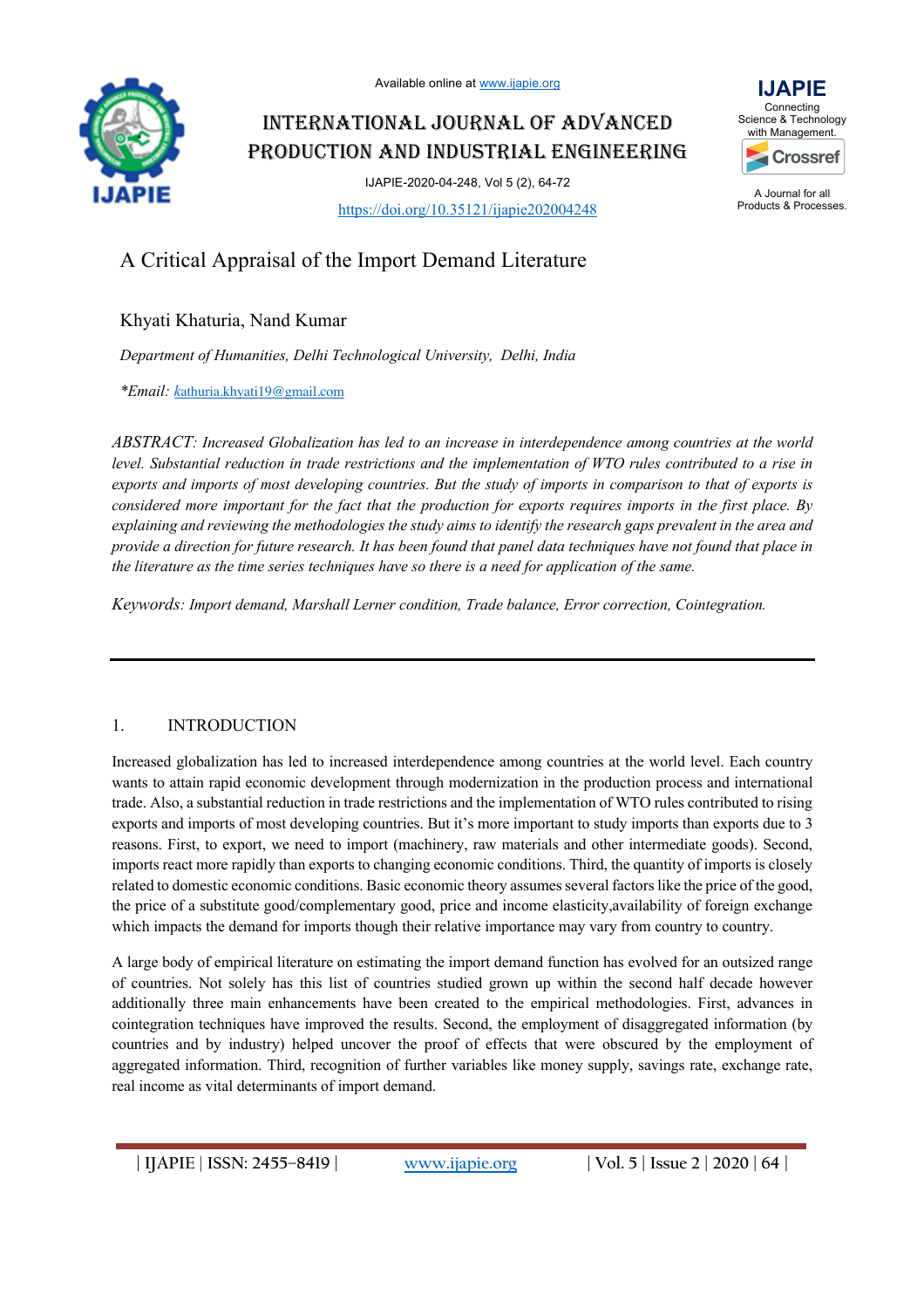Available online at www.ijapie.org

# INTERNATIONAL JOURNAL OF ADVANCED PRODUCTION AND INDUSTRIAL ENGINEERING

IJAPIE-2020-04-248, Vol 5 (2), 64-72

https://doi.org/10.35121/ijapie202004248

# A Critical Appraisal of the Import Demand Literature

Khyati Khaturia, Nand Kumar

*Department of Humanities, Delhi Technological University, Delhi, India*

*\*Email:* kathuria.khyati19@gmail.com

*ABSTRACT: Increased Globalization has led to an increase in interdependence among countries at the world level. Substantial reduction in trade restrictions and the implementation of WTO rules contributed to a rise in exports and imports of most developing countries. But the study of imports in comparison to that of exports is considered more important for the fact that the production for exports requires imports in the first place. By explaining and reviewing the methodologies the study aims to identify the research gaps prevalent in the area and provide a direction for future research. It has been found that panel data techniques have not found that place in the literature as the time series techniques have so there is a need for application of the same.*

*Keywords: Import demand, Marshall Lerner condition, Trade balance, Error correction, Cointegration.*

## 1. INTRODUCTION

Increased globalization has led to increased interdependence among countries at the world level. Each country wants to attain rapid economic development through modernization in the production process and international trade. Also, a substantial reduction in trade restrictions and the implementation of WTO rules contributed to rising exports and imports of most developing countries. But it's more important to study imports than exports due to 3 reasons. First, to export, we need to import (machinery, raw materials and other intermediate goods). Second, imports react more rapidly than exports to changing economic conditions. Third, the quantity of imports is closely related to domestic economic conditions. Basic economic theory assumes several factors like the price of the good, the price of a substitute good/complementary good, price and income elasticity,availability of foreign exchange which impacts the demand for imports though their relative importance may vary from country to country.

A large body of empirical literature on estimating the import demand function has evolved for an outsized range of countries. Not solely has this list of countries studied grown up within the second half decade however additionally three main enhancements have been created to the empirical methodologies. First, advances in cointegration techniques have improved the results. Second, the employment of disaggregated information (by countries and by industry) helped uncover the proof of effects that were obscured by the employment of aggregated information. Third, recognition of further variables like money supply, savings rate, exchange rate, real income as vital determinants of import demand.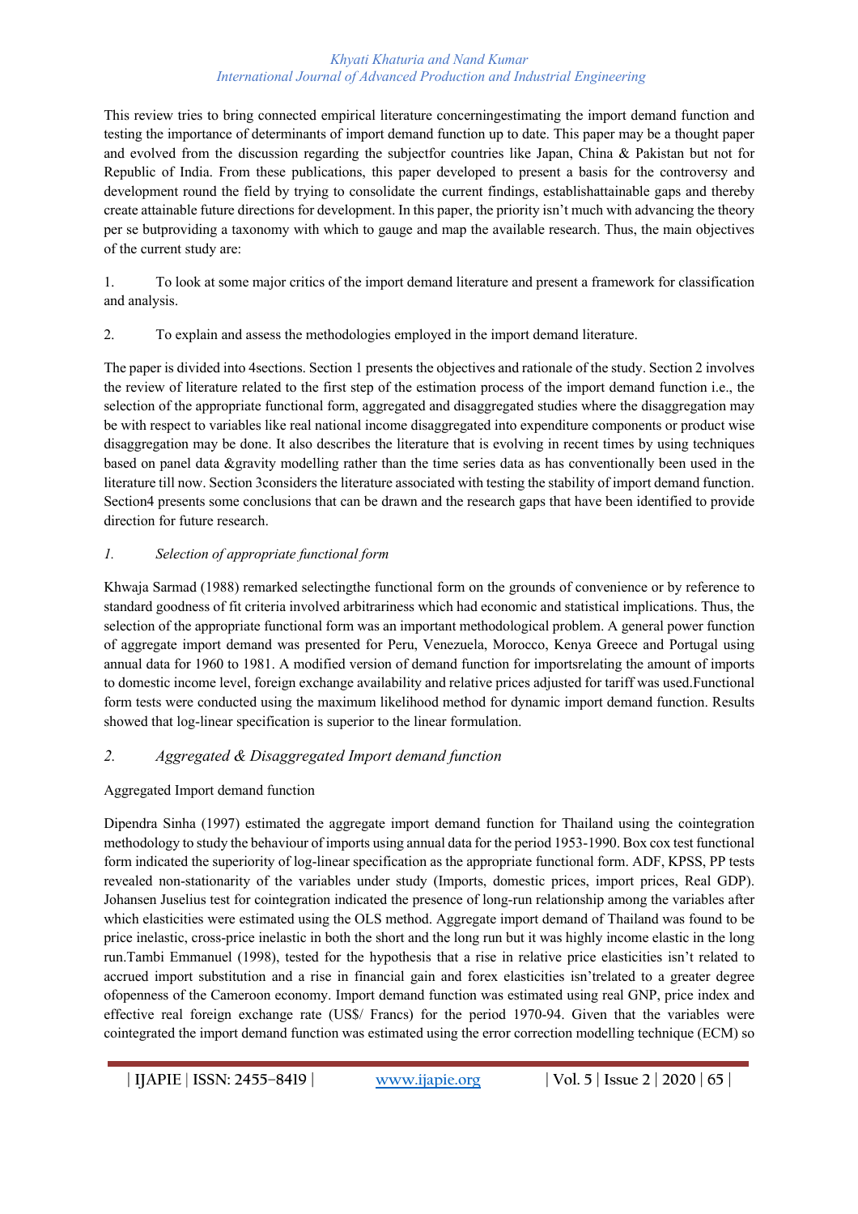This review tries to bring connected empirical literature concerningestimating the import demand function and testing the importance of determinants of import demand function up to date. This paper may be a thought paper and evolved from the discussion regarding the subjectfor countries like Japan, China & Pakistan but not for Republic of India. From these publications, this paper developed to present a basis for the controversy and development round the field by trying to consolidate the current findings, establishattainable gaps and thereby create attainable future directions for development. In this paper, the priority isn't much with advancing the theory per se butproviding a taxonomy with which to gauge and map the available research. Thus, the main objectives of the current study are:

1. To look at some major critics of the import demand literature and present a framework for classification and analysis.

2. To explain and assess the methodologies employed in the import demand literature.

The paper is divided into 4sections. Section 1 presents the objectives and rationale of the study. Section 2 involves the review of literature related to the first step of the estimation process of the import demand function i.e., the selection of the appropriate functional form, aggregated and disaggregated studies where the disaggregation may be with respect to variables like real national income disaggregated into expenditure components or product wise disaggregation may be done. It also describes the literature that is evolving in recent times by using techniques based on panel data &gravity modelling rather than the time series data as has conventionally been used in the literature till now. Section 3considers the literature associated with testing the stability of import demand function. Section4 presents some conclusions that can be drawn and the research gaps that have been identified to provide direction for future research.

### *1. Selection of appropriate functional form*

Khwaja Sarmad (1988) remarked selectingthe functional form on the grounds of convenience or by reference to standard goodness of fit criteria involved arbitrariness which had economic and statistical implications. Thus, the selection of the appropriate functional form was an important methodological problem. A general power function of aggregate import demand was presented for Peru, Venezuela, Morocco, Kenya Greece and Portugal using annual data for 1960 to 1981. A modified version of demand function for importsrelating the amount of imports to domestic income level, foreign exchange availability and relative prices adjusted for tariff was used.Functional form tests were conducted using the maximum likelihood method for dynamic import demand function. Results showed that log-linear specification is superior to the linear formulation.

### *2. Aggregated & Disaggregated Import demand function*

Aggregated Import demand function

Dipendra Sinha (1997) estimated the aggregate import demand function for Thailand using the cointegration methodology to study the behaviour of imports using annual data for the period 1953-1990. Box cox test functional form indicated the superiority of log-linear specification as the appropriate functional form. ADF, KPSS, PP tests revealed non-stationarity of the variables under study (Imports, domestic prices, import prices, Real GDP). Johansen Juselius test for cointegration indicated the presence of long-run relationship among the variables after which elasticities were estimated using the OLS method. Aggregate import demand of Thailand was found to be price inelastic, cross-price inelastic in both the short and the long run but it was highly income elastic in the long run.Tambi Emmanuel (1998), tested for the hypothesis that a rise in relative price elasticities isn't related to accrued import substitution and a rise in financial gain and forex elasticities isn'trelated to a greater degree ofopenness of the Cameroon economy. Import demand function was estimated using real GNP, price index and effective real foreign exchange rate (US$/ Francs) for the period 1970-94. Given that the variables were cointegrated the import demand function was estimated using the error correction modelling technique (ECM) so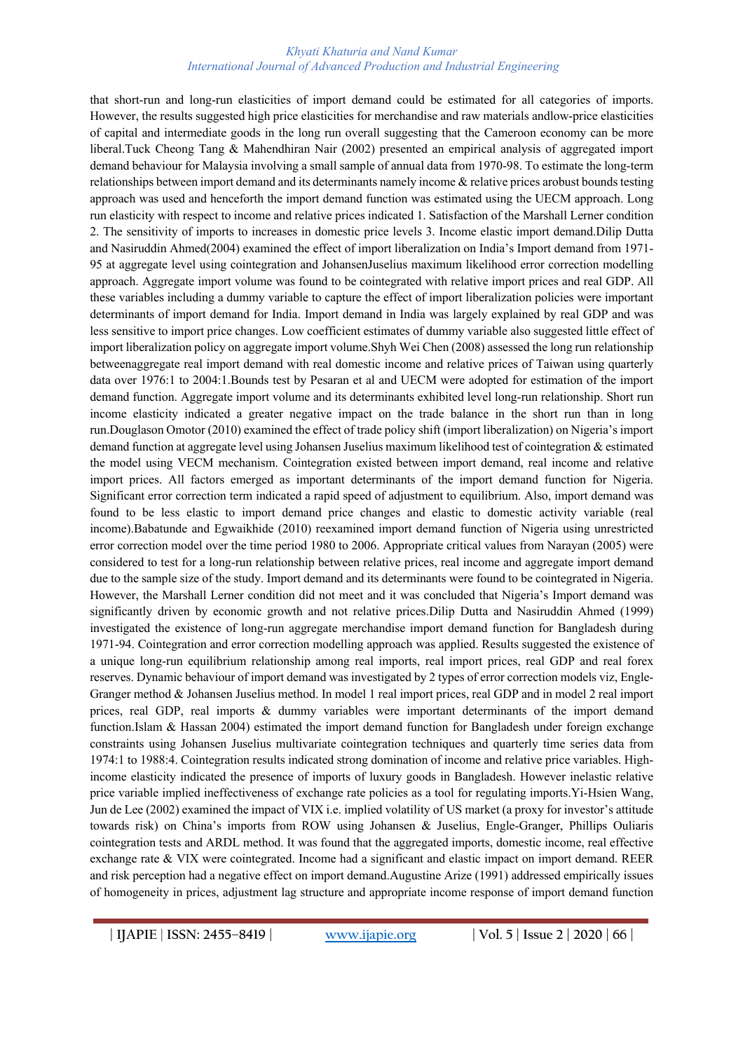that short-run and long-run elasticities of import demand could be estimated for all categories of imports. However, the results suggested high price elasticities for merchandise and raw materials andlow-price elasticities of capital and intermediate goods in the long run overall suggesting that the Cameroon economy can be more liberal.Tuck Cheong Tang & Mahendhiran Nair (2002) presented an empirical analysis of aggregated import demand behaviour for Malaysia involving a small sample of annual data from 1970-98. To estimate the long-term relationships between import demand and its determinants namely income & relative prices arobust bounds testing approach was used and henceforth the import demand function was estimated using the UECM approach. Long run elasticity with respect to income and relative prices indicated 1. Satisfaction of the Marshall Lerner condition 2. The sensitivity of imports to increases in domestic price levels 3. Income elastic import demand.Dilip Dutta and Nasiruddin Ahmed(2004) examined the effect of import liberalization on India's Import demand from 1971-95 at aggregate level using cointegration and JohansenJuselius maximum likelihood error correction modelling approach. Aggregate import volume was found to be cointegrated with relative import prices and real GDP. All these variables including a dummy variable to capture the effect of import liberalization policies were important determinants of import demand for India. Import demand in India was largely explained by real GDP and was less sensitive to import price changes. Low coefficient estimates of dummy variable also suggested little effect of import liberalization policy on aggregate import volume.Shyh Wei Chen (2008) assessed the long run relationship betweenaggregate real import demand with real domestic income and relative prices of Taiwan using quarterly data over 1976:1 to 2004:1.Bounds test by Pesaran et al and UECM were adopted for estimation of the import demand function. Aggregate import volume and its determinants exhibited level long-run relationship. Short run income elasticity indicated a greater negative impact on the trade balance in the short run than in long run.Douglason Omotor (2010) examined the effect of trade policy shift (import liberalization) on Nigeria's import demand function at aggregate level using Johansen Juselius maximum likelihood test of cointegration & estimated the model using VECM mechanism. Cointegration existed between import demand, real income and relative import prices. All factors emerged as important determinants of the import demand function for Nigeria. Significant error correction term indicated a rapid speed of adjustment to equilibrium. Also, import demand was found to be less elastic to import demand price changes and elastic to domestic activity variable (real income).Babatunde and Egwaikhide (2010) reexamined import demand function of Nigeria using unrestricted error correction model over the time period 1980 to 2006. Appropriate critical values from Narayan (2005) were considered to test for a long-run relationship between relative prices, real income and aggregate import demand due to the sample size of the study. Import demand and its determinants were found to be cointegrated in Nigeria. However, the Marshall Lerner condition did not meet and it was concluded that Nigeria's Import demand was significantly driven by economic growth and not relative prices.Dilip Dutta and Nasiruddin Ahmed (1999) investigated the existence of long-run aggregate merchandise import demand function for Bangladesh during 1971-94. Cointegration and error correction modelling approach was applied. Results suggested the existence of a unique long-run equilibrium relationship among real imports, real import prices, real GDP and real forex reserves. Dynamic behaviour of import demand was investigated by 2 types of error correction models viz, Engle-Granger method & Johansen Juselius method. In model 1 real import prices, real GDP and in model 2 real import prices, real GDP, real imports & dummy variables were important determinants of the import demand function.Islam & Hassan 2004) estimated the import demand function for Bangladesh under foreign exchange constraints using Johansen Juselius multivariate cointegration techniques and quarterly time series data from 1974:1 to 1988:4. Cointegration results indicated strong domination of income and relative price variables. High-income elasticity indicated the presence of imports of luxury goods in Bangladesh. However inelastic relative price variable implied ineffectiveness of exchange rate policies as a tool for regulating imports.Yi-Hsien Wang, Jun de Lee (2002) examined the impact of VIX i.e. implied volatility of US market (a proxy for investor's attitude towards risk) on China's imports from ROW using Johansen & Juselius, Engle-Granger, Phillips Ouliaris cointegration tests and ARDL method. It was found that the aggregated imports, domestic income, real effective exchange rate & VIX were cointegrated. Income had a significant and elastic impact on import demand. REER and risk perception had a negative effect on import demand.Augustine Arize (1991) addressed empirically issues of homogeneity in prices, adjustment lag structure and appropriate income response of import demand function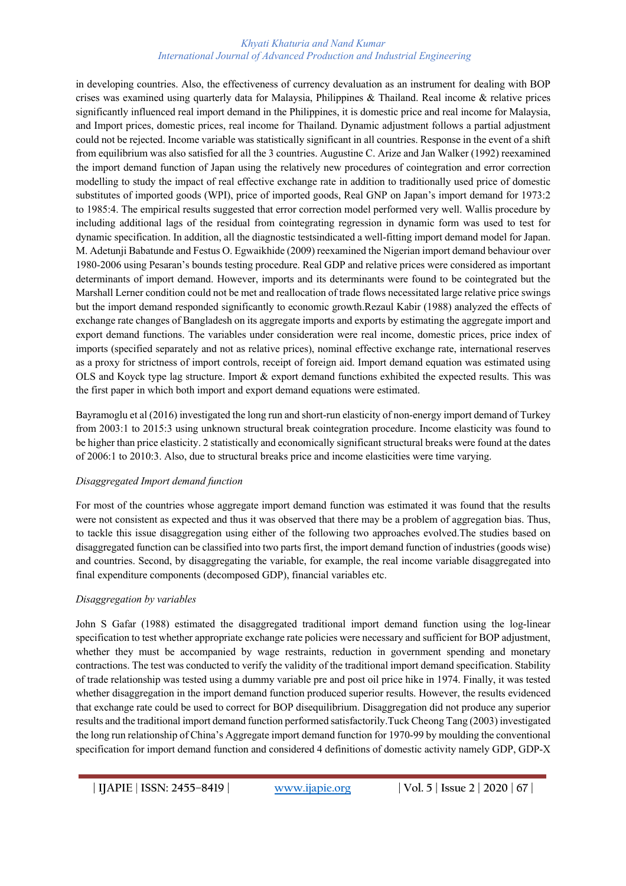in developing countries. Also, the effectiveness of currency devaluation as an instrument for dealing with BOP crises was examined using quarterly data for Malaysia, Philippines & Thailand. Real income & relative prices significantly influenced real import demand in the Philippines, it is domestic price and real income for Malaysia, and Import prices, domestic prices, real income for Thailand. Dynamic adjustment follows a partial adjustment could not be rejected. Income variable was statistically significant in all countries. Response in the event of a shift from equilibrium was also satisfied for all the 3 countries. Augustine C. Arize and Jan Walker (1992) reexamined the import demand function of Japan using the relatively new procedures of cointegration and error correction modelling to study the impact of real effective exchange rate in addition to traditionally used price of domestic substitutes of imported goods (WPI), price of imported goods, Real GNP on Japan's import demand for 1973:2 to 1985:4. The empirical results suggested that error correction model performed very well. Wallis procedure by including additional lags of the residual from cointegrating regression in dynamic form was used to test for dynamic specification. In addition, all the diagnostic testsindicated a well-fitting import demand model for Japan. M. Adetunji Babatunde and Festus O. Egwaikhide (2009) reexamined the Nigerian import demand behaviour over 1980-2006 using Pesaran's bounds testing procedure. Real GDP and relative prices were considered as important determinants of import demand. However, imports and its determinants were found to be cointegrated but the Marshall Lerner condition could not be met and reallocation of trade flows necessitated large relative price swings but the import demand responded significantly to economic growth.Rezaul Kabir (1988) analyzed the effects of exchange rate changes of Bangladesh on its aggregate imports and exports by estimating the aggregate import and export demand functions. The variables under consideration were real income, domestic prices, price index of imports (specified separately and not as relative prices), nominal effective exchange rate, international reserves as a proxy for strictness of import controls, receipt of foreign aid. Import demand equation was estimated using OLS and Koyck type lag structure. Import & export demand functions exhibited the expected results. This was the first paper in which both import and export demand equations were estimated.

Bayramoglu et al (2016) investigated the long run and short-run elasticity of non-energy import demand of Turkey from 2003:1 to 2015:3 using unknown structural break cointegration procedure. Income elasticity was found to be higher than price elasticity. 2 statistically and economically significant structural breaks were found at the dates of 2006:1 to 2010:3. Also, due to structural breaks price and income elasticities were time varying.

*Disaggregated Import demand function*

For most of the countries whose aggregate import demand function was estimated it was found that the results were not consistent as expected and thus it was observed that there may be a problem of aggregation bias. Thus, to tackle this issue disaggregation using either of the following two approaches evolved.The studies based on disaggregated function can be classified into two parts first, the import demand function of industries (goods wise) and countries. Second, by disaggregating the variable, for example, the real income variable disaggregated into final expenditure components (decomposed GDP), financial variables etc.

*Disaggregation by variables*

John S Gafar (1988) estimated the disaggregated traditional import demand function using the log-linear specification to test whether appropriate exchange rate policies were necessary and sufficient for BOP adjustment, whether they must be accompanied by wage restraints, reduction in government spending and monetary contractions. The test was conducted to verify the validity of the traditional import demand specification. Stability of trade relationship was tested using a dummy variable pre and post oil price hike in 1974. Finally, it was tested whether disaggregation in the import demand function produced superior results. However, the results evidenced that exchange rate could be used to correct for BOP disequilibrium. Disaggregation did not produce any superior results and the traditional import demand function performed satisfactorily.Tuck Cheong Tang (2003) investigated the long run relationship of China's Aggregate import demand function for 1970-99 by moulding the conventional specification for import demand function and considered 4 definitions of domestic activity namely GDP, GDP-X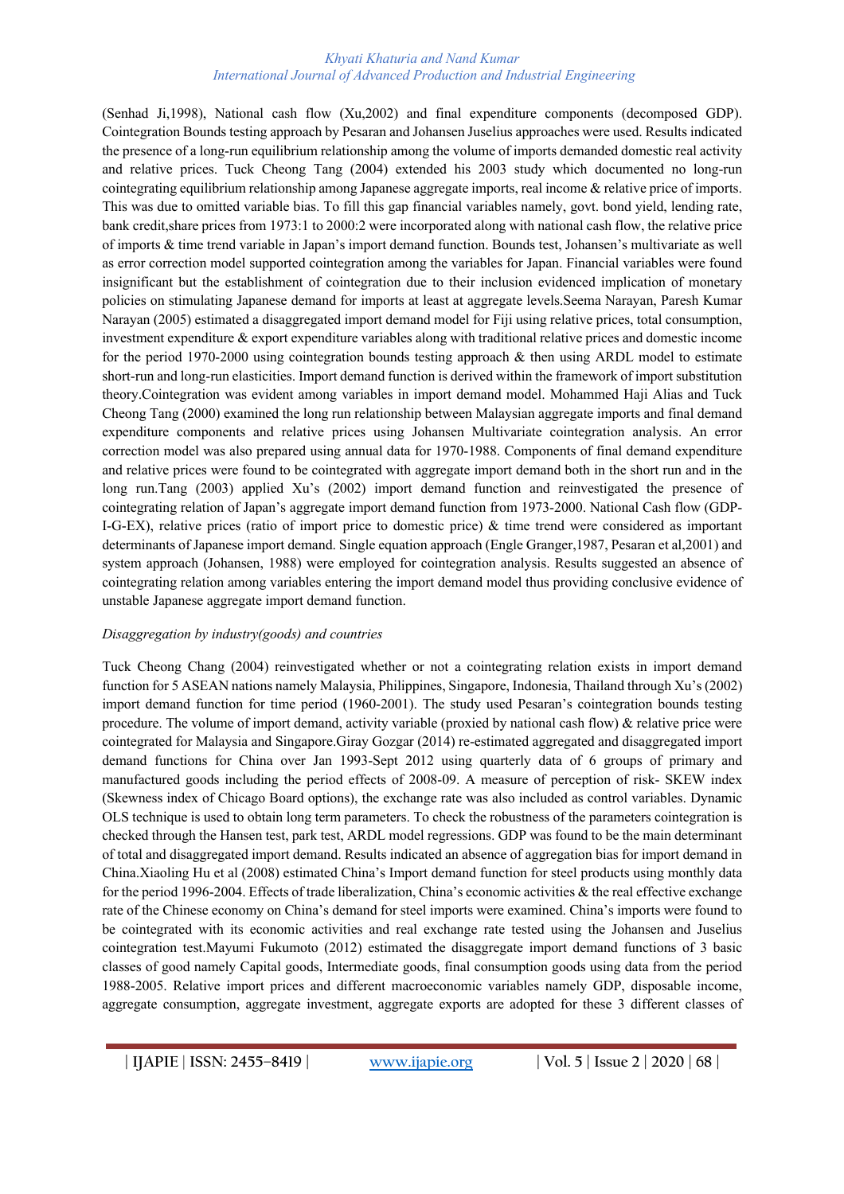(Senhad Ji,1998), National cash flow (Xu,2002) and final expenditure components (decomposed GDP). Cointegration Bounds testing approach by Pesaran and Johansen Juselius approaches were used. Results indicated the presence of a long-run equilibrium relationship among the volume of imports demanded domestic real activity and relative prices. Tuck Cheong Tang (2004) extended his 2003 study which documented no long-run cointegrating equilibrium relationship among Japanese aggregate imports, real income & relative price of imports. This was due to omitted variable bias. To fill this gap financial variables namely, govt. bond yield, lending rate, bank credit,share prices from 1973:1 to 2000:2 were incorporated along with national cash flow, the relative price of imports & time trend variable in Japan's import demand function. Bounds test, Johansen's multivariate as well as error correction model supported cointegration among the variables for Japan. Financial variables were found insignificant but the establishment of cointegration due to their inclusion evidenced implication of monetary policies on stimulating Japanese demand for imports at least at aggregate levels.Seema Narayan, Paresh Kumar Narayan (2005) estimated a disaggregated import demand model for Fiji using relative prices, total consumption, investment expenditure & export expenditure variables along with traditional relative prices and domestic income for the period 1970-2000 using cointegration bounds testing approach & then using ARDL model to estimate short-run and long-run elasticities. Import demand function is derived within the framework of import substitution theory.Cointegration was evident among variables in import demand model. Mohammed Haji Alias and Tuck Cheong Tang (2000) examined the long run relationship between Malaysian aggregate imports and final demand expenditure components and relative prices using Johansen Multivariate cointegration analysis. An error correction model was also prepared using annual data for 1970-1988. Components of final demand expenditure and relative prices were found to be cointegrated with aggregate import demand both in the short run and in the long run.Tang (2003) applied Xu's (2002) import demand function and reinvestigated the presence of cointegrating relation of Japan's aggregate import demand function from 1973-2000. National Cash flow (GDP-I-G-EX), relative prices (ratio of import price to domestic price) & time trend were considered as important determinants of Japanese import demand. Single equation approach (Engle Granger,1987, Pesaran et al,2001) and system approach (Johansen, 1988) were employed for cointegration analysis. Results suggested an absence of cointegrating relation among variables entering the import demand model thus providing conclusive evidence of unstable Japanese aggregate import demand function.

*Disaggregation by industry(goods) and countries*

Tuck Cheong Chang (2004) reinvestigated whether or not a cointegrating relation exists in import demand function for 5 ASEAN nations namely Malaysia, Philippines, Singapore, Indonesia, Thailand through Xu's (2002) import demand function for time period (1960-2001). The study used Pesaran's cointegration bounds testing procedure. The volume of import demand, activity variable (proxied by national cash flow) & relative price were cointegrated for Malaysia and Singapore.Giray Gozgar (2014) re-estimated aggregated and disaggregated import demand functions for China over Jan 1993-Sept 2012 using quarterly data of 6 groups of primary and manufactured goods including the period effects of 2008-09. A measure of perception of risk- SKEW index (Skewness index of Chicago Board options), the exchange rate was also included as control variables. Dynamic OLS technique is used to obtain long term parameters. To check the robustness of the parameters cointegration is checked through the Hansen test, park test, ARDL model regressions. GDP was found to be the main determinant of total and disaggregated import demand. Results indicated an absence of aggregation bias for import demand in China.Xiaoling Hu et al (2008) estimated China's Import demand function for steel products using monthly data for the period 1996-2004. Effects of trade liberalization, China's economic activities & the real effective exchange rate of the Chinese economy on China's demand for steel imports were examined. China's imports were found to be cointegrated with its economic activities and real exchange rate tested using the Johansen and Juselius cointegration test.Mayumi Fukumoto (2012) estimated the disaggregate import demand functions of 3 basic classes of good namely Capital goods, Intermediate goods, final consumption goods using data from the period 1988-2005. Relative import prices and different macroeconomic variables namely GDP, disposable income, aggregate consumption, aggregate investment, aggregate exports are adopted for these 3 different classes of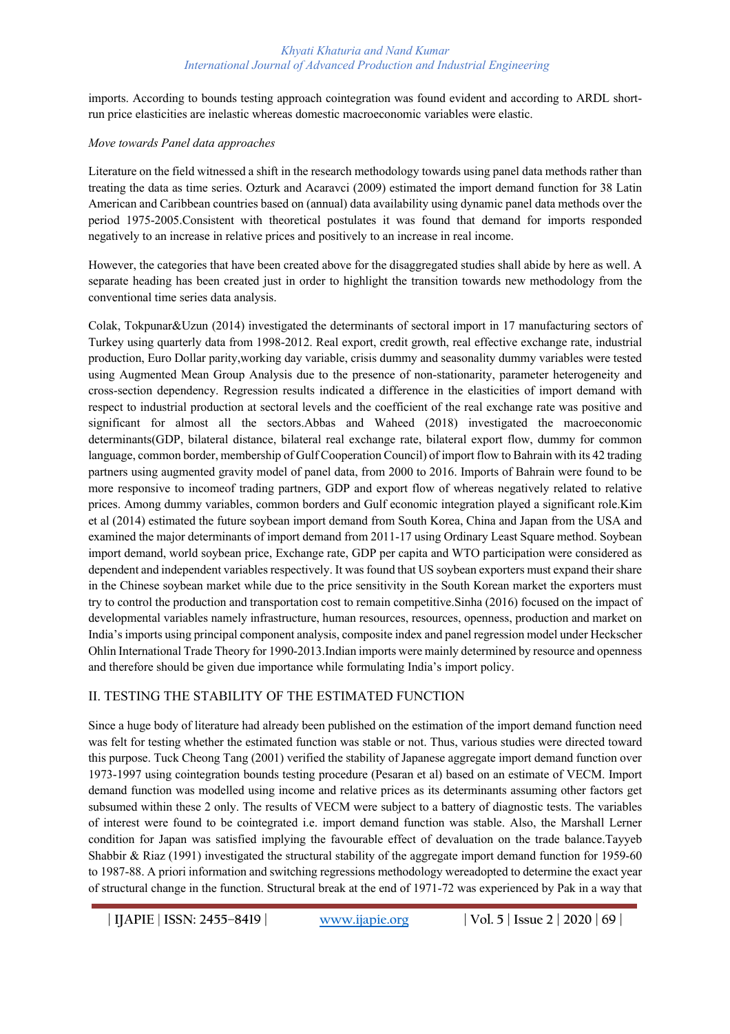imports. According to bounds testing approach cointegration was found evident and according to ARDL short-run price elasticities are inelastic whereas domestic macroeconomic variables were elastic.

*Move towards Panel data approaches*

Literature on the field witnessed a shift in the research methodology towards using panel data methods rather than treating the data as time series. Ozturk and Acaravci (2009) estimated the import demand function for 38 Latin American and Caribbean countries based on (annual) data availability using dynamic panel data methods over the period 1975-2005.Consistent with theoretical postulates it was found that demand for imports responded negatively to an increase in relative prices and positively to an increase in real income.

However, the categories that have been created above for the disaggregated studies shall abide by here as well. A separate heading has been created just in order to highlight the transition towards new methodology from the conventional time series data analysis.

Colak, Tokpunar&Uzun (2014) investigated the determinants of sectoral import in 17 manufacturing sectors of Turkey using quarterly data from 1998-2012. Real export, credit growth, real effective exchange rate, industrial production, Euro Dollar parity,working day variable, crisis dummy and seasonality dummy variables were tested using Augmented Mean Group Analysis due to the presence of non-stationarity, parameter heterogeneity and cross-section dependency. Regression results indicated a difference in the elasticities of import demand with respect to industrial production at sectoral levels and the coefficient of the real exchange rate was positive and significant for almost all the sectors.Abbas and Waheed (2018) investigated the macroeconomic determinants(GDP, bilateral distance, bilateral real exchange rate, bilateral export flow, dummy for common language, common border, membership of Gulf Cooperation Council) of import flow to Bahrain with its 42 trading partners using augmented gravity model of panel data, from 2000 to 2016. Imports of Bahrain were found to be more responsive to incomeof trading partners, GDP and export flow of whereas negatively related to relative prices. Among dummy variables, common borders and Gulf economic integration played a significant role.Kim et al (2014) estimated the future soybean import demand from South Korea, China and Japan from the USA and examined the major determinants of import demand from 2011-17 using Ordinary Least Square method. Soybean import demand, world soybean price, Exchange rate, GDP per capita and WTO participation were considered as dependent and independent variables respectively. It was found that US soybean exporters must expand their share in the Chinese soybean market while due to the price sensitivity in the South Korean market the exporters must try to control the production and transportation cost to remain competitive.Sinha (2016) focused on the impact of developmental variables namely infrastructure, human resources, resources, openness, production and market on India's imports using principal component analysis, composite index and panel regression model under Heckscher Ohlin International Trade Theory for 1990-2013.Indian imports were mainly determined by resource and openness and therefore should be given due importance while formulating India's import policy.

## II. TESTING THE STABILITY OF THE ESTIMATED FUNCTION

Since a huge body of literature had already been published on the estimation of the import demand function need was felt for testing whether the estimated function was stable or not. Thus, various studies were directed toward this purpose. Tuck Cheong Tang (2001) verified the stability of Japanese aggregate import demand function over 1973-1997 using cointegration bounds testing procedure (Pesaran et al) based on an estimate of VECM. Import demand function was modelled using income and relative prices as its determinants assuming other factors get subsumed within these 2 only. The results of VECM were subject to a battery of diagnostic tests. The variables of interest were found to be cointegrated i.e. import demand function was stable. Also, the Marshall Lerner condition for Japan was satisfied implying the favourable effect of devaluation on the trade balance.Tayyeb Shabbir & Riaz (1991) investigated the structural stability of the aggregate import demand function for 1959-60 to 1987-88. A priori information and switching regressions methodology wereadopted to determine the exact year of structural change in the function. Structural break at the end of 1971-72 was experienced by Pak in a way that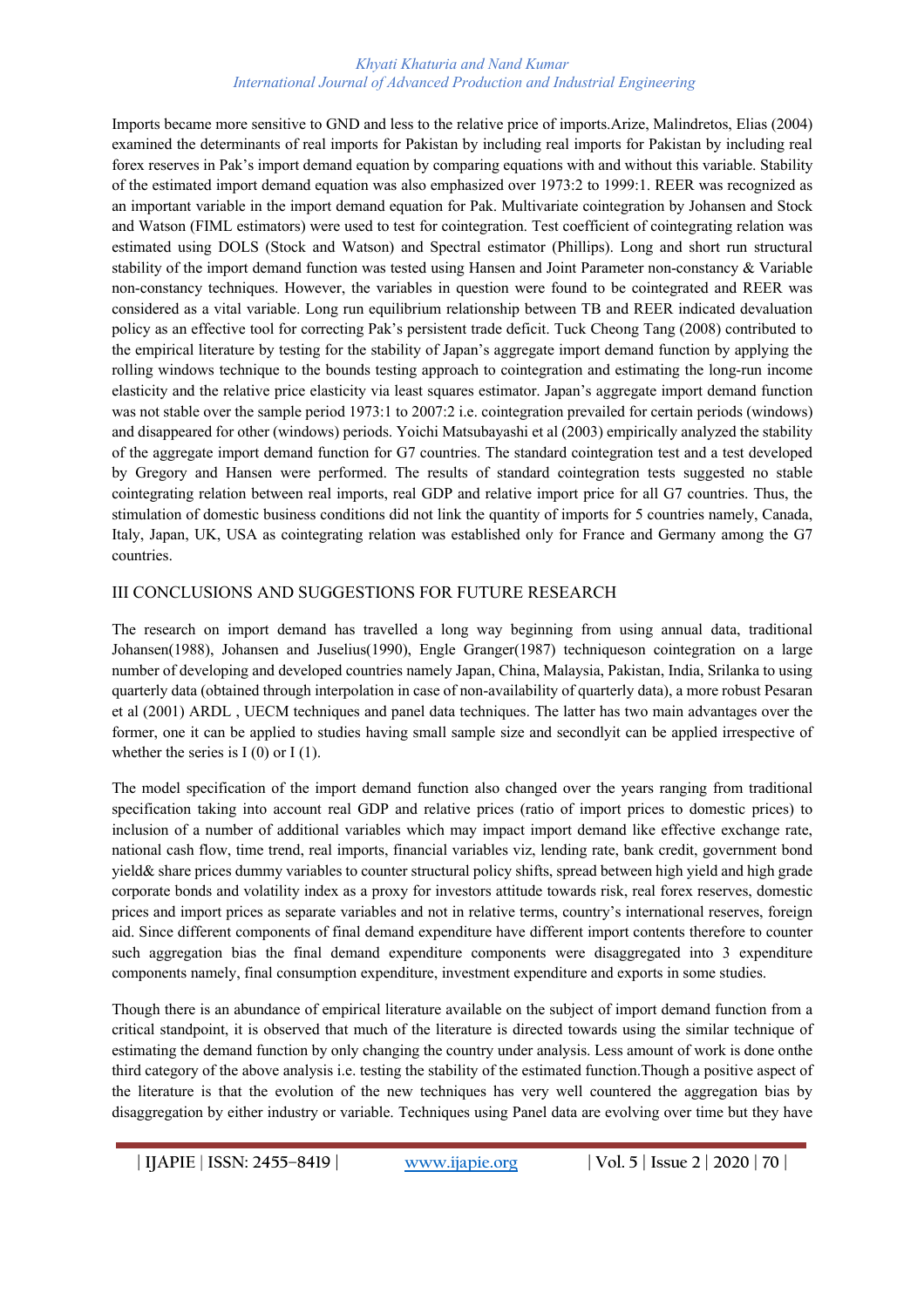Imports became more sensitive to GND and less to the relative price of imports.Arize, Malindretos, Elias (2004) examined the determinants of real imports for Pakistan by including real imports for Pakistan by including real forex reserves in Pak's import demand equation by comparing equations with and without this variable. Stability of the estimated import demand equation was also emphasized over 1973:2 to 1999:1. REER was recognized as an important variable in the import demand equation for Pak. Multivariate cointegration by Johansen and Stock and Watson (FIML estimators) were used to test for cointegration. Test coefficient of cointegrating relation was estimated using DOLS (Stock and Watson) and Spectral estimator (Phillips). Long and short run structural stability of the import demand function was tested using Hansen and Joint Parameter non-constancy & Variable non-constancy techniques. However, the variables in question were found to be cointegrated and REER was considered as a vital variable. Long run equilibrium relationship between TB and REER indicated devaluation policy as an effective tool for correcting Pak's persistent trade deficit. Tuck Cheong Tang (2008) contributed to the empirical literature by testing for the stability of Japan's aggregate import demand function by applying the rolling windows technique to the bounds testing approach to cointegration and estimating the long-run income elasticity and the relative price elasticity via least squares estimator. Japan's aggregate import demand function was not stable over the sample period 1973:1 to 2007:2 i.e. cointegration prevailed for certain periods (windows) and disappeared for other (windows) periods. Yoichi Matsubayashi et al (2003) empirically analyzed the stability of the aggregate import demand function for G7 countries. The standard cointegration test and a test developed by Gregory and Hansen were performed. The results of standard cointegration tests suggested no stable cointegrating relation between real imports, real GDP and relative import price for all G7 countries. Thus, the stimulation of domestic business conditions did not link the quantity of imports for 5 countries namely, Canada, Italy, Japan, UK, USA as cointegrating relation was established only for France and Germany among the G7 countries.

## III CONCLUSIONS AND SUGGESTIONS FOR FUTURE RESEARCH

The research on import demand has travelled a long way beginning from using annual data, traditional Johansen(1988), Johansen and Juselius(1990), Engle Granger(1987) techniqueson cointegration on a large number of developing and developed countries namely Japan, China, Malaysia, Pakistan, India, Srilanka to using quarterly data (obtained through interpolation in case of non-availability of quarterly data), a more robust Pesaran et al (2001) ARDL , UECM techniques and panel data techniques. The latter has two main advantages over the former, one it can be applied to studies having small sample size and secondlyit can be applied irrespective of whether the series is I (0) or I (1).

The model specification of the import demand function also changed over the years ranging from traditional specification taking into account real GDP and relative prices (ratio of import prices to domestic prices) to inclusion of a number of additional variables which may impact import demand like effective exchange rate, national cash flow, time trend, real imports, financial variables viz, lending rate, bank credit, government bond yield& share prices dummy variables to counter structural policy shifts, spread between high yield and high grade corporate bonds and volatility index as a proxy for investors attitude towards risk, real forex reserves, domestic prices and import prices as separate variables and not in relative terms, country's international reserves, foreign aid. Since different components of final demand expenditure have different import contents therefore to counter such aggregation bias the final demand expenditure components were disaggregated into 3 expenditure components namely, final consumption expenditure, investment expenditure and exports in some studies.

Though there is an abundance of empirical literature available on the subject of import demand function from a critical standpoint, it is observed that much of the literature is directed towards using the similar technique of estimating the demand function by only changing the country under analysis. Less amount of work is done onthe third category of the above analysis i.e. testing the stability of the estimated function.Though a positive aspect of the literature is that the evolution of the new techniques has very well countered the aggregation bias by disaggregation by either industry or variable. Techniques using Panel data are evolving over time but they have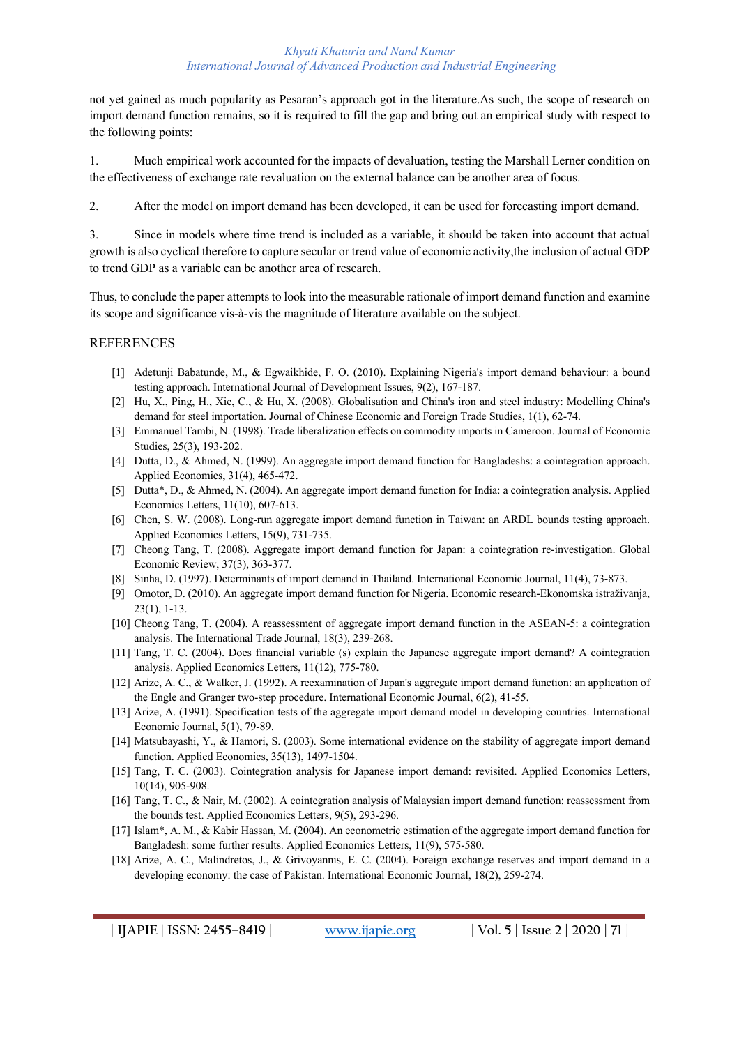not yet gained as much popularity as Pesaran's approach got in the literature.As such, the scope of research on import demand function remains, so it is required to fill the gap and bring out an empirical study with respect to the following points:

1. Much empirical work accounted for the impacts of devaluation, testing the Marshall Lerner condition on the effectiveness of exchange rate revaluation on the external balance can be another area of focus.

2. After the model on import demand has been developed, it can be used for forecasting import demand.

3. Since in models where time trend is included as a variable, it should be taken into account that actual growth is also cyclical therefore to capture secular or trend value of economic activity,the inclusion of actual GDP to trend GDP as a variable can be another area of research.

Thus, to conclude the paper attempts to look into the measurable rationale of import demand function and examine its scope and significance vis-à-vis the magnitude of literature available on the subject.

## REFERENCES

[1] Adetunji Babatunde, M., & Egwaikhide, F. O. (2010). Explaining Nigeria's import demand behaviour: a bound testing approach. International Journal of Development Issues, 9(2), 167-187.

[2] Hu, X., Ping, H., Xie, C., & Hu, X. (2008). Globalisation and China's iron and steel industry: Modelling China's demand for steel importation. Journal of Chinese Economic and Foreign Trade Studies, 1(1), 62-74.

[3] Emmanuel Tambi, N. (1998). Trade liberalization effects on commodity imports in Cameroon. Journal of Economic Studies, 25(3), 193-202.

[4] Dutta, D., & Ahmed, N. (1999). An aggregate import demand function for Bangladeshs: a cointegration approach. Applied Economics, 31(4), 465-472.

[5] Dutta*, D., & Ahmed, N. (2004). An aggregate import demand function for India: a cointegration analysis. Applied Economics Letters, 11(10), 607-613.

[6] Chen, S. W. (2008). Long-run aggregate import demand function in Taiwan: an ARDL bounds testing approach. Applied Economics Letters, 15(9), 731-735.

[7] Cheong Tang, T. (2008). Aggregate import demand function for Japan: a cointegration re-investigation. Global Economic Review, 37(3), 363-377.

[8] Sinha, D. (1997). Determinants of import demand in Thailand. International Economic Journal, 11(4), 73-873.

[9] Omotor, D. (2010). An aggregate import demand function for Nigeria. Economic research-Ekonomska istraživanja, 23(1), 1-13.

[10] Cheong Tang, T. (2004). A reassessment of aggregate import demand function in the ASEAN-5: a cointegration analysis. The International Trade Journal, 18(3), 239-268.

[11] Tang, T. C. (2004). Does financial variable (s) explain the Japanese aggregate import demand? A cointegration analysis. Applied Economics Letters, 11(12), 775-780.

[12] Arize, A. C., & Walker, J. (1992). A reexamination of Japan's aggregate import demand function: an application of the Engle and Granger two-step procedure. International Economic Journal, 6(2), 41-55.

[13] Arize, A. (1991). Specification tests of the aggregate import demand model in developing countries. International Economic Journal, 5(1), 79-89.

[14] Matsubayashi, Y., & Hamori, S. (2003). Some international evidence on the stability of aggregate import demand function. Applied Economics, 35(13), 1497-1504.

[15] Tang, T. C. (2003). Cointegration analysis for Japanese import demand: revisited. Applied Economics Letters, 10(14), 905-908.

[16] Tang, T. C., & Nair, M. (2002). A cointegration analysis of Malaysian import demand function: reassessment from the bounds test. Applied Economics Letters, 9(5), 293-296.

[17] Islam*, A. M., & Kabir Hassan, M. (2004). An econometric estimation of the aggregate import demand function for Bangladesh: some further results. Applied Economics Letters, 11(9), 575-580.

[18] Arize, A. C., Malindretos, J., & Grivoyannis, E. C. (2004). Foreign exchange reserves and import demand in a developing economy: the case of Pakistan. International Economic Journal, 18(2), 259-274.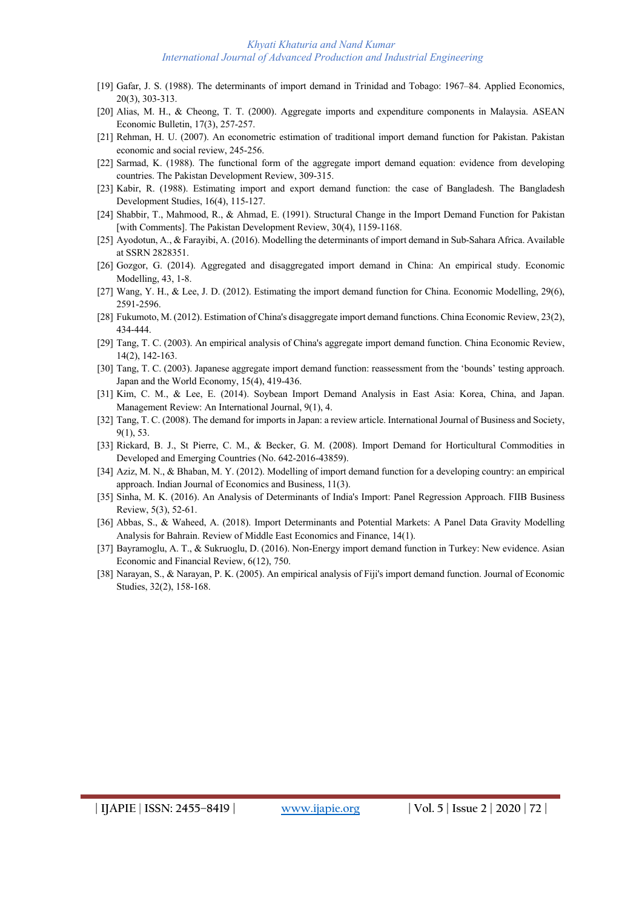[19] Gafar, J. S. (1988). The determinants of import demand in Trinidad and Tobago: 1967–84. Applied Economics, 20(3), 303-313.

[20] Alias, M. H., & Cheong, T. T. (2000). Aggregate imports and expenditure components in Malaysia. ASEAN Economic Bulletin, 17(3), 257-257.

[21] Rehman, H. U. (2007). An econometric estimation of traditional import demand function for Pakistan. Pakistan economic and social review, 245-256.

[22] Sarmad, K. (1988). The functional form of the aggregate import demand equation: evidence from developing countries. The Pakistan Development Review, 309-315.

[23] Kabir, R. (1988). Estimating import and export demand function: the case of Bangladesh. The Bangladesh Development Studies, 16(4), 115-127.

[24] Shabbir, T., Mahmood, R., & Ahmad, E. (1991). Structural Change in the Import Demand Function for Pakistan [with Comments]. The Pakistan Development Review, 30(4), 1159-1168.

[25] Ayodotun, A., & Farayibi, A. (2016). Modelling the determinants of import demand in Sub-Sahara Africa. Available at SSRN 2828351.

[26] Gozgor, G. (2014). Aggregated and disaggregated import demand in China: An empirical study. Economic Modelling, 43, 1-8.

[27] Wang, Y. H., & Lee, J. D. (2012). Estimating the import demand function for China. Economic Modelling, 29(6), 2591-2596.

[28] Fukumoto, M. (2012). Estimation of China's disaggregate import demand functions. China Economic Review, 23(2), 434-444.

[29] Tang, T. C. (2003). An empirical analysis of China's aggregate import demand function. China Economic Review, 14(2), 142-163.

[30] Tang, T. C. (2003). Japanese aggregate import demand function: reassessment from the 'bounds' testing approach. Japan and the World Economy, 15(4), 419-436.

[31] Kim, C. M., & Lee, E. (2014). Soybean Import Demand Analysis in East Asia: Korea, China, and Japan. Management Review: An International Journal, 9(1), 4.

[32] Tang, T. C. (2008). The demand for imports in Japan: a review article. International Journal of Business and Society, 9(1), 53.

[33] Rickard, B. J., St Pierre, C. M., & Becker, G. M. (2008). Import Demand for Horticultural Commodities in Developed and Emerging Countries (No. 642-2016-43859).

[34] Aziz, M. N., & Bhaban, M. Y. (2012). Modelling of import demand function for a developing country: an empirical approach. Indian Journal of Economics and Business, 11(3).

[35] Sinha, M. K. (2016). An Analysis of Determinants of India's Import: Panel Regression Approach. FIIB Business Review, 5(3), 52-61.

[36] Abbas, S., & Waheed, A. (2018). Import Determinants and Potential Markets: A Panel Data Gravity Modelling Analysis for Bahrain. Review of Middle East Economics and Finance, 14(1).

[37] Bayramoglu, A. T., & Sukruoglu, D. (2016). Non-Energy import demand function in Turkey: New evidence. Asian Economic and Financial Review, 6(12), 750.

[38] Narayan, S., & Narayan, P. K. (2005). An empirical analysis of Fiji's import demand function. Journal of Economic Studies, 32(2), 158-168.